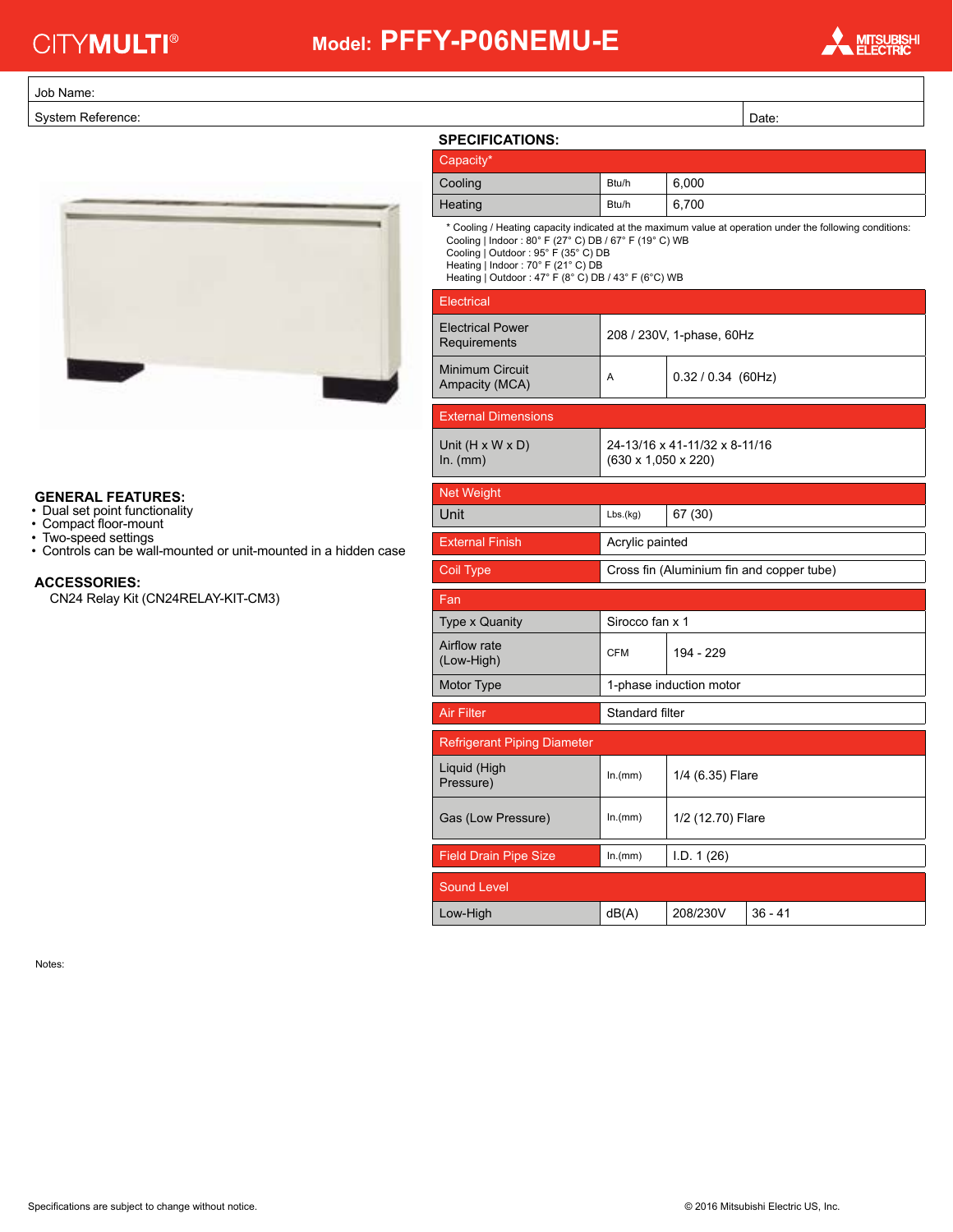CITYMULTI®

# Model: PFFY-P06NEMU-E

MITSUBISHI ELECTRIC

| Job Name: | |
|---|---|
| System Reference: | Date: |

## SPECIFICATIONS:

| Capacity* | | |
|---|---|---|
| Cooling | Btu/h | 6,000 |
| Heating | Btu/h | 6,700 |

\* Cooling / Heating capacity indicated at the maximum value at operation under the following conditions:
Cooling | Indoor : 80° F (27° C) DB / 67° F (19° C) WB
Cooling | Outdoor : 95° F (35° C) DB
Heating | Indoor : 70° F (21° C) DB
Heating | Outdoor : 47° F (8° C) DB / 43° F (6°C) WB

| Electrical | | |
|---|---|---|
| Electrical Power Requirements | 208 / 230V, 1-phase, 60Hz | |
| Minimum Circuit Ampacity (MCA) | A | 0.32 / 0.34 (60Hz) |

| External Dimensions | |
|---|---|
| Unit (H x W x D) In. (mm) | 24-13/16 x 41-11/32 x 8-11/16 (630 x 1,050 x 220) |

| Net Weight | | |
|---|---|---|
| Unit | Lbs.(kg) | 67 (30) |

| External Finish | Acrylic painted |
|---|---|
| Coil Type | Cross fin (Aluminium fin and copper tube) |

| Fan | | |
|---|---|---|
| Type x Quanity | Sirocco fan x 1 | |
| Airflow rate (Low-High) | CFM | 194 - 229 |
| Motor Type | 1-phase induction motor | |

| Air Filter | Standard filter |
|---|---|

| Refrigerant Piping Diameter | | |
|---|---|---|
| Liquid (High Pressure) | In.(mm) | 1/4 (6.35) Flare |
| Gas (Low Pressure) | In.(mm) | 1/2 (12.70) Flare |

| Field Drain Pipe Size | In.(mm) | I.D. 1 (26) |
|---|---|---|

| Sound Level | | | |
|---|---|---|---|
| Low-High | dB(A) | 208/230V | 36 - 41 |

## GENERAL FEATURES:

- Dual set point functionality
- Compact floor-mount
- Two-speed settings
- Controls can be wall-mounted or unit-mounted in a hidden case

## ACCESSORIES:

CN24 Relay Kit (CN24RELAY-KIT-CM3)

Notes:

Specifications are subject to change without notice.

© 2016 Mitsubishi Electric US, Inc.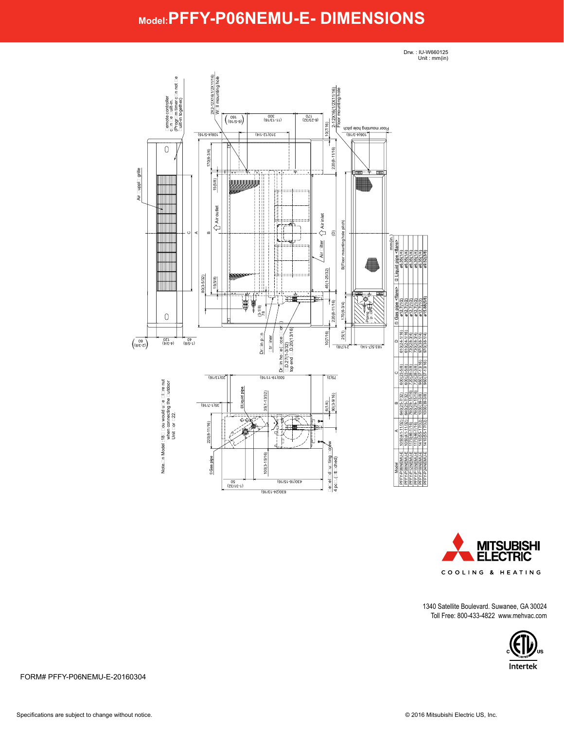# Model:PFFY-P06NEMU-E- DIMENSIONS

Drw. : IU-W660125
Unit : mm(in)

Note: In Model 18, you would use flare nut when connecting the outdoor Unit for 22.

mm(in)

| Model | A | B | C | D | ① Gas pipe <flare> | ② Liquid pipe <flare> |
|---|---|---|---|---|---|---|
| PFFY-P06NEMU-E | 1050(41-11/32) | 640(25-7/32) | 600(23-5/8) | 610(24-1/16) | ø12.7(1/2) | ø6.35(1/4) |
| PFFY-P08NEMU-E | 1050(41-11/32) | 640(25-7/32) | 600(23-5/8) | 610(24-1/16) | ø12.7(1/2) | ø6.35(1/4) |
| PFFY-P12NEMU-E | 1170(46-1/16) | 760(29-15/16) | 720(28-3/8) | 730(28-3/4) | ø12.7(1/2) | ø6.35(1/4) |
| PFFY-P15NEMU-E | 1170(46-1/16) | 760(29-15/16) | 720(28-3/8) | 730(28-3/4) | ø12.7(1/2) | ø6.35(1/4) |
| PFFY-P18NEMU-E | 1410(55-17/32) | 1000(39-3/8) | 960(37-13/16) | 970(38-1/4) | ø12.7(1/2) | ø6.35(1/4) |
| PFFY-P24NEMU-E | 1410(55-17/32) | 1000(39-3/8) | 960(37-13/16) | 970(38-1/4) | ø15.88(5/8) | ø9.52(3/8) |

MITSUBISHI ELECTRIC
COOLING & HEATING

1340 Satellite Boulevard. Suwanee, GA 30024
Toll Free: 800-433-4822 www.mehvac.com

FORM# PFFY-P06NEMU-E-20160304

Specifications are subject to change without notice.

© 2016 Mitsubishi Electric US, Inc.